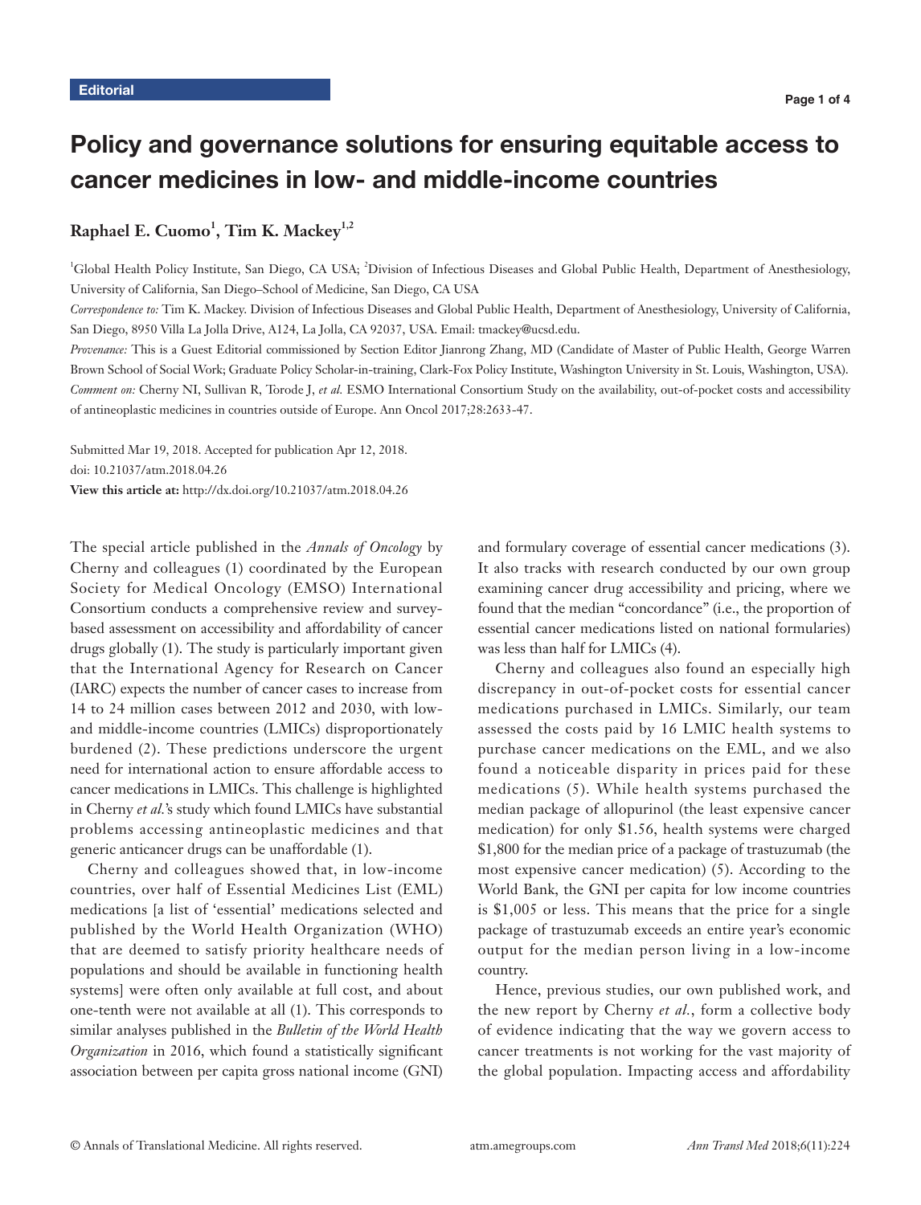Editorial

# Policy and governance solutions for ensuring equitable access to cancer medicines in low- and middle-income countries

**Raphael E. Cuomo[1], Tim K. Mackey[1,2]**

[1]Global Health Policy Institute, San Diego, CA USA; [2]Division of Infectious Diseases and Global Public Health, Department of Anesthesiology, University of California, San Diego–School of Medicine, San Diego, CA USA

*Correspondence to:* Tim K. Mackey. Division of Infectious Diseases and Global Public Health, Department of Anesthesiology, University of California, San Diego, 8950 Villa La Jolla Drive, A124, La Jolla, CA 92037, USA. Email: tmackey@ucsd.edu.

*Provenance:* This is a Guest Editorial commissioned by Section Editor Jianrong Zhang, MD (Candidate of Master of Public Health, George Warren Brown School of Social Work; Graduate Policy Scholar-in-training, Clark-Fox Policy Institute, Washington University in St. Louis, Washington, USA).

*Comment on:* Cherny NI, Sullivan R, Torode J, *et al.* ESMO International Consortium Study on the availability, out-of-pocket costs and accessibility of antineoplastic medicines in countries outside of Europe. Ann Oncol 2017;28:2633-47.

Submitted Mar 19, 2018. Accepted for publication Apr 12, 2018.
doi: 10.21037/atm.2018.04.26
**View this article at:** http://dx.doi.org/10.21037/atm.2018.04.26

The special article published in the *Annals of Oncology* by Cherny and colleagues (1) coordinated by the European Society for Medical Oncology (EMSO) International Consortium conducts a comprehensive review and survey-based assessment on accessibility and affordability of cancer drugs globally (1). The study is particularly important given that the International Agency for Research on Cancer (IARC) expects the number of cancer cases to increase from 14 to 24 million cases between 2012 and 2030, with low- and middle-income countries (LMICs) disproportionately burdened (2). These predictions underscore the urgent need for international action to ensure affordable access to cancer medications in LMICs. This challenge is highlighted in Cherny *et al.*'s study which found LMICs have substantial problems accessing antineoplastic medicines and that generic anticancer drugs can be unaffordable (1).

Cherny and colleagues showed that, in low-income countries, over half of Essential Medicines List (EML) medications [a list of 'essential' medications selected and published by the World Health Organization (WHO) that are deemed to satisfy priority healthcare needs of populations and should be available in functioning health systems] were often only available at full cost, and about one-tenth were not available at all (1). This corresponds to similar analyses published in the *Bulletin of the World Health Organization* in 2016, which found a statistically significant association between per capita gross national income (GNI) and formulary coverage of essential cancer medications (3). It also tracks with research conducted by our own group examining cancer drug accessibility and pricing, where we found that the median "concordance" (i.e., the proportion of essential cancer medications listed on national formularies) was less than half for LMICs (4).

Cherny and colleagues also found an especially high discrepancy in out-of-pocket costs for essential cancer medications purchased in LMICs. Similarly, our team assessed the costs paid by 16 LMIC health systems to purchase cancer medications on the EML, and we also found a noticeable disparity in prices paid for these medications (5). While health systems purchased the median package of allopurinol (the least expensive cancer medication) for only $1.56, health systems were charged $1,800 for the median price of a package of trastuzumab (the most expensive cancer medication) (5). According to the World Bank, the GNI per capita for low income countries is $1,005 or less. This means that the price for a single package of trastuzumab exceeds an entire year's economic output for the median person living in a low-income country.

Hence, previous studies, our own published work, and the new report by Cherny *et al.*, form a collective body of evidence indicating that the way we govern access to cancer treatments is not working for the vast majority of the global population. Impacting access and affordability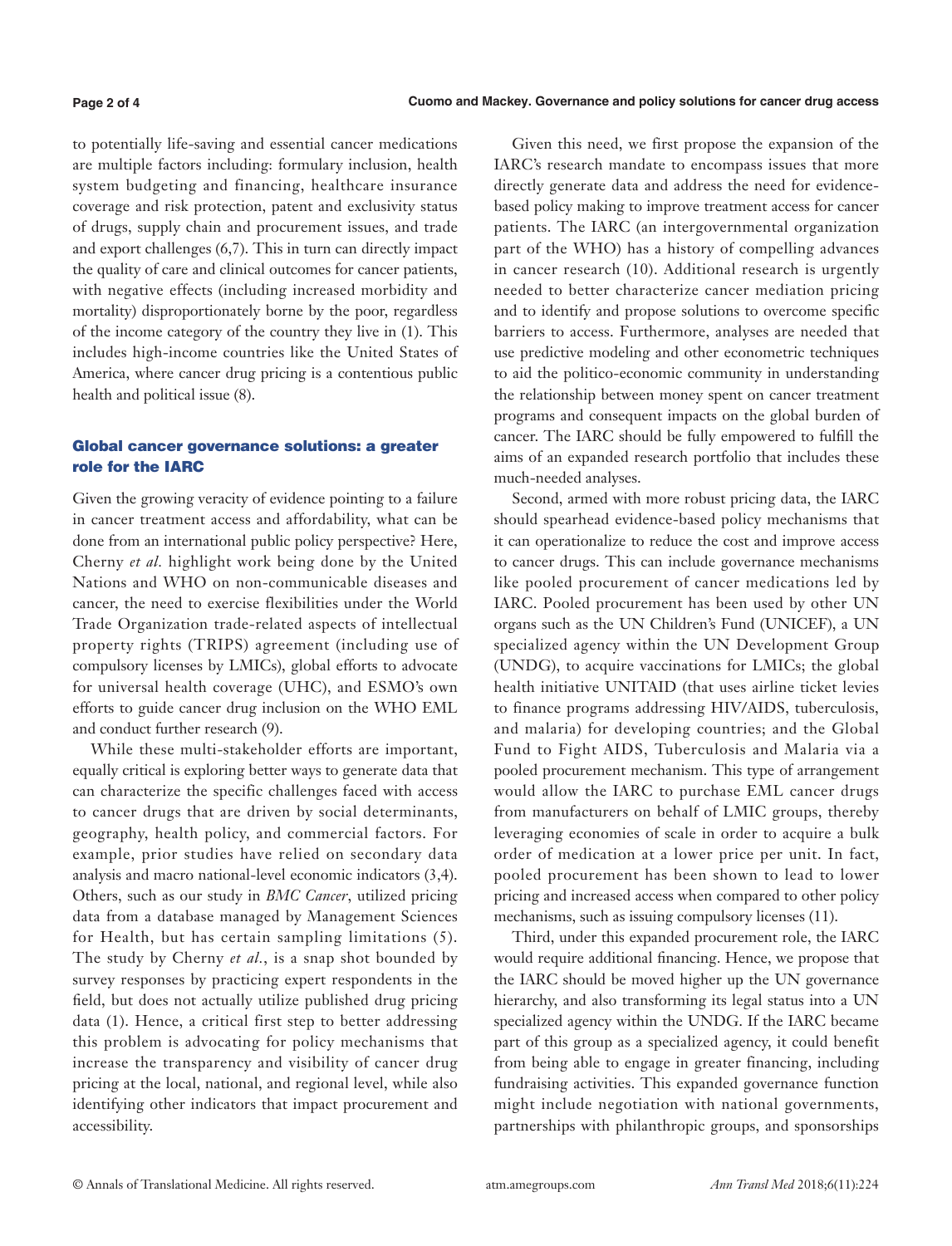to potentially life-saving and essential cancer medications are multiple factors including: formulary inclusion, health system budgeting and financing, healthcare insurance coverage and risk protection, patent and exclusivity status of drugs, supply chain and procurement issues, and trade and export challenges (6,7). This in turn can directly impact the quality of care and clinical outcomes for cancer patients, with negative effects (including increased morbidity and mortality) disproportionately borne by the poor, regardless of the income category of the country they live in (1). This includes high-income countries like the United States of America, where cancer drug pricing is a contentious public health and political issue (8).

## Global cancer governance solutions: a greater role for the IARC

Given the growing veracity of evidence pointing to a failure in cancer treatment access and affordability, what can be done from an international public policy perspective? Here, Cherny *et al.* highlight work being done by the United Nations and WHO on non-communicable diseases and cancer, the need to exercise flexibilities under the World Trade Organization trade-related aspects of intellectual property rights (TRIPS) agreement (including use of compulsory licenses by LMICs), global efforts to advocate for universal health coverage (UHC), and ESMO's own efforts to guide cancer drug inclusion on the WHO EML and conduct further research (9).

While these multi-stakeholder efforts are important, equally critical is exploring better ways to generate data that can characterize the specific challenges faced with access to cancer drugs that are driven by social determinants, geography, health policy, and commercial factors. For example, prior studies have relied on secondary data analysis and macro national-level economic indicators (3,4). Others, such as our study in *BMC Cancer*, utilized pricing data from a database managed by Management Sciences for Health, but has certain sampling limitations (5). The study by Cherny *et al.*, is a snap shot bounded by survey responses by practicing expert respondents in the field, but does not actually utilize published drug pricing data (1). Hence, a critical first step to better addressing this problem is advocating for policy mechanisms that increase the transparency and visibility of cancer drug pricing at the local, national, and regional level, while also identifying other indicators that impact procurement and accessibility.

Given this need, we first propose the expansion of the IARC's research mandate to encompass issues that more directly generate data and address the need for evidence-based policy making to improve treatment access for cancer patients. The IARC (an intergovernmental organization part of the WHO) has a history of compelling advances in cancer research (10). Additional research is urgently needed to better characterize cancer mediation pricing and to identify and propose solutions to overcome specific barriers to access. Furthermore, analyses are needed that use predictive modeling and other econometric techniques to aid the politico-economic community in understanding the relationship between money spent on cancer treatment programs and consequent impacts on the global burden of cancer. The IARC should be fully empowered to fulfill the aims of an expanded research portfolio that includes these much-needed analyses.

Second, armed with more robust pricing data, the IARC should spearhead evidence-based policy mechanisms that it can operationalize to reduce the cost and improve access to cancer drugs. This can include governance mechanisms like pooled procurement of cancer medications led by IARC. Pooled procurement has been used by other UN organs such as the UN Children's Fund (UNICEF), a UN specialized agency within the UN Development Group (UNDG), to acquire vaccinations for LMICs; the global health initiative UNITAID (that uses airline ticket levies to finance programs addressing HIV/AIDS, tuberculosis, and malaria) for developing countries; and the Global Fund to Fight AIDS, Tuberculosis and Malaria via a pooled procurement mechanism. This type of arrangement would allow the IARC to purchase EML cancer drugs from manufacturers on behalf of LMIC groups, thereby leveraging economies of scale in order to acquire a bulk order of medication at a lower price per unit. In fact, pooled procurement has been shown to lead to lower pricing and increased access when compared to other policy mechanisms, such as issuing compulsory licenses (11).

Third, under this expanded procurement role, the IARC would require additional financing. Hence, we propose that the IARC should be moved higher up the UN governance hierarchy, and also transforming its legal status into a UN specialized agency within the UNDG. If the IARC became part of this group as a specialized agency, it could benefit from being able to engage in greater financing, including fundraising activities. This expanded governance function might include negotiation with national governments, partnerships with philanthropic groups, and sponsorships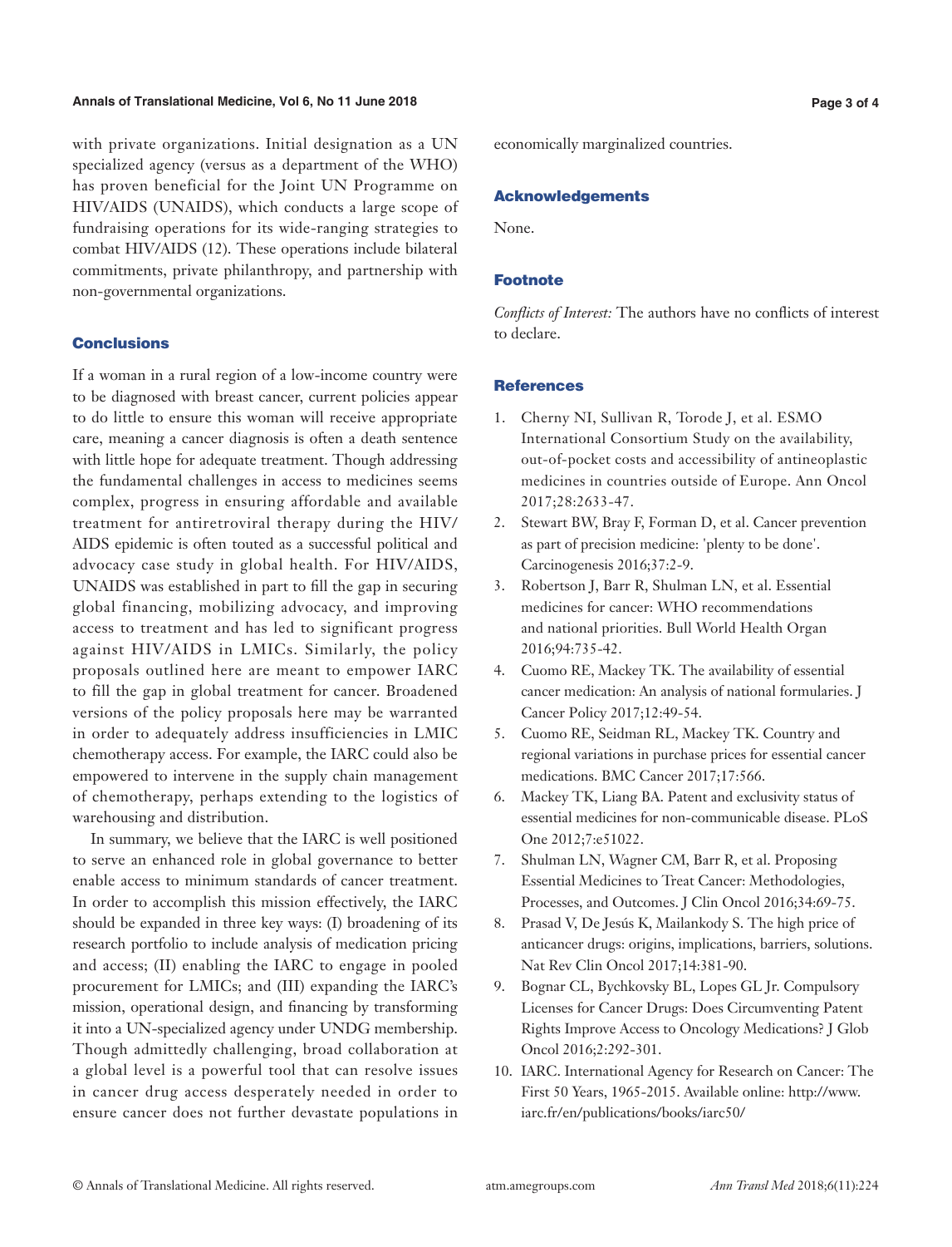with private organizations. Initial designation as a UN specialized agency (versus as a department of the WHO) has proven beneficial for the Joint UN Programme on HIV/AIDS (UNAIDS), which conducts a large scope of fundraising operations for its wide-ranging strategies to combat HIV/AIDS (12). These operations include bilateral commitments, private philanthropy, and partnership with non-governmental organizations.

## Conclusions

If a woman in a rural region of a low-income country were to be diagnosed with breast cancer, current policies appear to do little to ensure this woman will receive appropriate care, meaning a cancer diagnosis is often a death sentence with little hope for adequate treatment. Though addressing the fundamental challenges in access to medicines seems complex, progress in ensuring affordable and available treatment for antiretroviral therapy during the HIV/AIDS epidemic is often touted as a successful political and advocacy case study in global health. For HIV/AIDS, UNAIDS was established in part to fill the gap in securing global financing, mobilizing advocacy, and improving access to treatment and has led to significant progress against HIV/AIDS in LMICs. Similarly, the policy proposals outlined here are meant to empower IARC to fill the gap in global treatment for cancer. Broadened versions of the policy proposals here may be warranted in order to adequately address insufficiencies in LMIC chemotherapy access. For example, the IARC could also be empowered to intervene in the supply chain management of chemotherapy, perhaps extending to the logistics of warehousing and distribution.

In summary, we believe that the IARC is well positioned to serve an enhanced role in global governance to better enable access to minimum standards of cancer treatment. In order to accomplish this mission effectively, the IARC should be expanded in three key ways: (I) broadening of its research portfolio to include analysis of medication pricing and access; (II) enabling the IARC to engage in pooled procurement for LMICs; and (III) expanding the IARC's mission, operational design, and financing by transforming it into a UN-specialized agency under UNDG membership. Though admittedly challenging, broad collaboration at a global level is a powerful tool that can resolve issues in cancer drug access desperately needed in order to ensure cancer does not further devastate populations in economically marginalized countries.

## Acknowledgements

None.

## Footnote

*Conflicts of Interest:* The authors have no conflicts of interest to declare.

## References

1. Cherny NI, Sullivan R, Torode J, et al. ESMO International Consortium Study on the availability, out-of-pocket costs and accessibility of antineoplastic medicines in countries outside of Europe. Ann Oncol 2017;28:2633-47.
2. Stewart BW, Bray F, Forman D, et al. Cancer prevention as part of precision medicine: 'plenty to be done'. Carcinogenesis 2016;37:2-9.
3. Robertson J, Barr R, Shulman LN, et al. Essential medicines for cancer: WHO recommendations and national priorities. Bull World Health Organ 2016;94:735-42.
4. Cuomo RE, Mackey TK. The availability of essential cancer medication: An analysis of national formularies. J Cancer Policy 2017;12:49-54.
5. Cuomo RE, Seidman RL, Mackey TK. Country and regional variations in purchase prices for essential cancer medications. BMC Cancer 2017;17:566.
6. Mackey TK, Liang BA. Patent and exclusivity status of essential medicines for non-communicable disease. PLoS One 2012;7:e51022.
7. Shulman LN, Wagner CM, Barr R, et al. Proposing Essential Medicines to Treat Cancer: Methodologies, Processes, and Outcomes. J Clin Oncol 2016;34:69-75.
8. Prasad V, De Jesús K, Mailankody S. The high price of anticancer drugs: origins, implications, barriers, solutions. Nat Rev Clin Oncol 2017;14:381-90.
9. Bognar CL, Bychkovsky BL, Lopes GL Jr. Compulsory Licenses for Cancer Drugs: Does Circumventing Patent Rights Improve Access to Oncology Medications? J Glob Oncol 2016;2:292-301.
10. IARC. International Agency for Research on Cancer: The First 50 Years, 1965-2015. Available online: http://www.iarc.fr/en/publications/books/iarc50/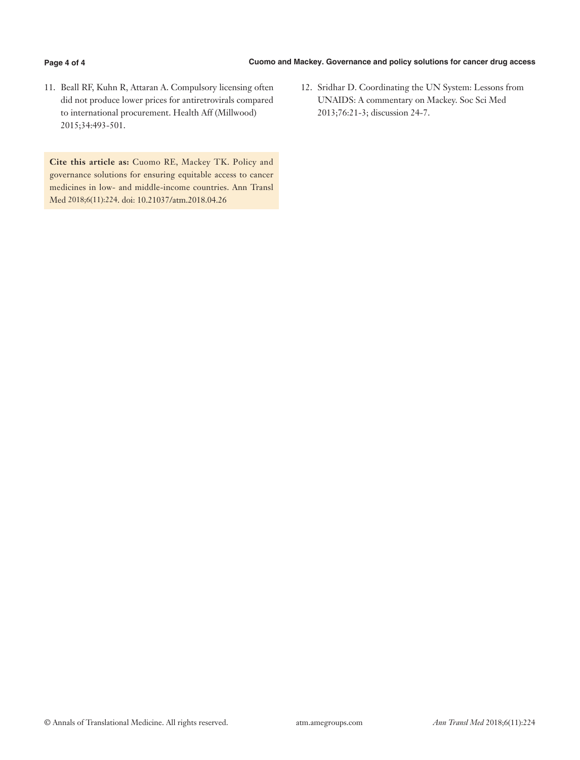11. Beall RF, Kuhn R, Attaran A. Compulsory licensing often did not produce lower prices for antiretrovirals compared to international procurement. Health Aff (Millwood) 2015;34:493-501.
12. Sridhar D. Coordinating the UN System: Lessons from UNAIDS: A commentary on Mackey. Soc Sci Med 2013;76:21-3; discussion 24-7.

**Cite this article as:** Cuomo RE, Mackey TK. Policy and governance solutions for ensuring equitable access to cancer medicines in low- and middle-income countries. Ann Transl Med 2018;6(11):224. doi: 10.21037/atm.2018.04.26